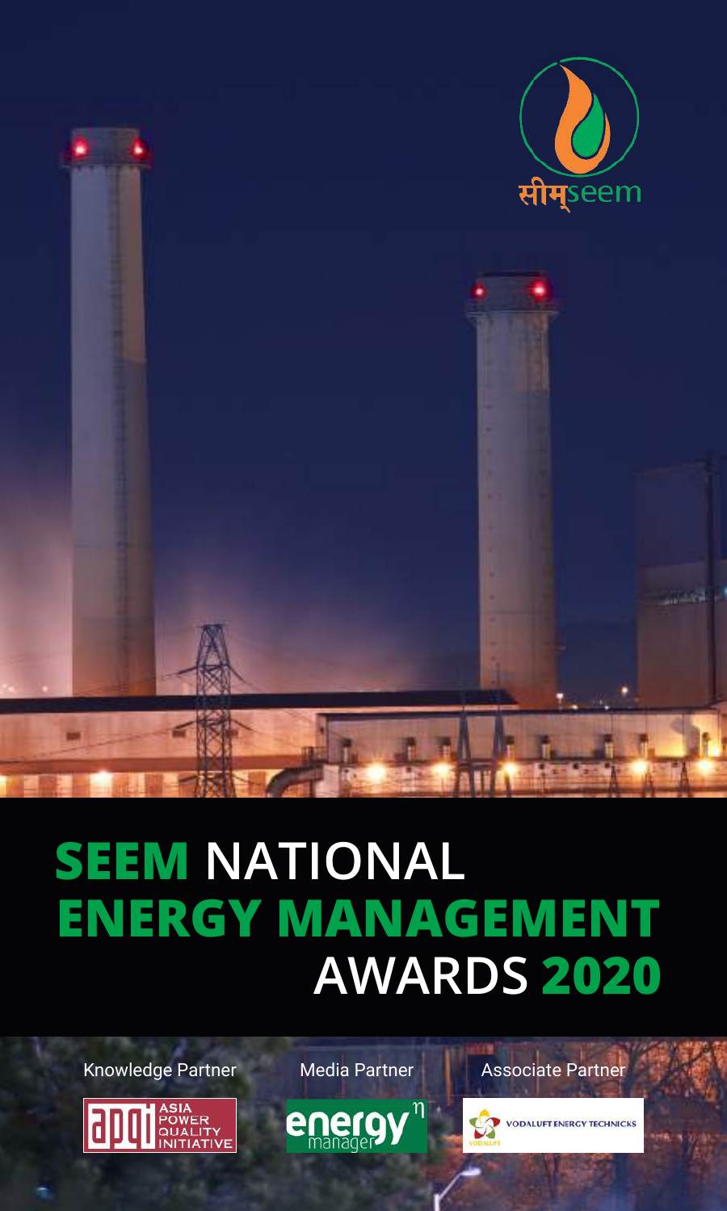सीम् seem

# SEEM NATIONAL ENERGY MANAGEMENT AWARDS 2020

Knowledge Partner — ASIA POWER QUALITY INITIATIVE

Media Partner — energy manager

Associate Partner — VODALUFT ENERGY TECHNICKS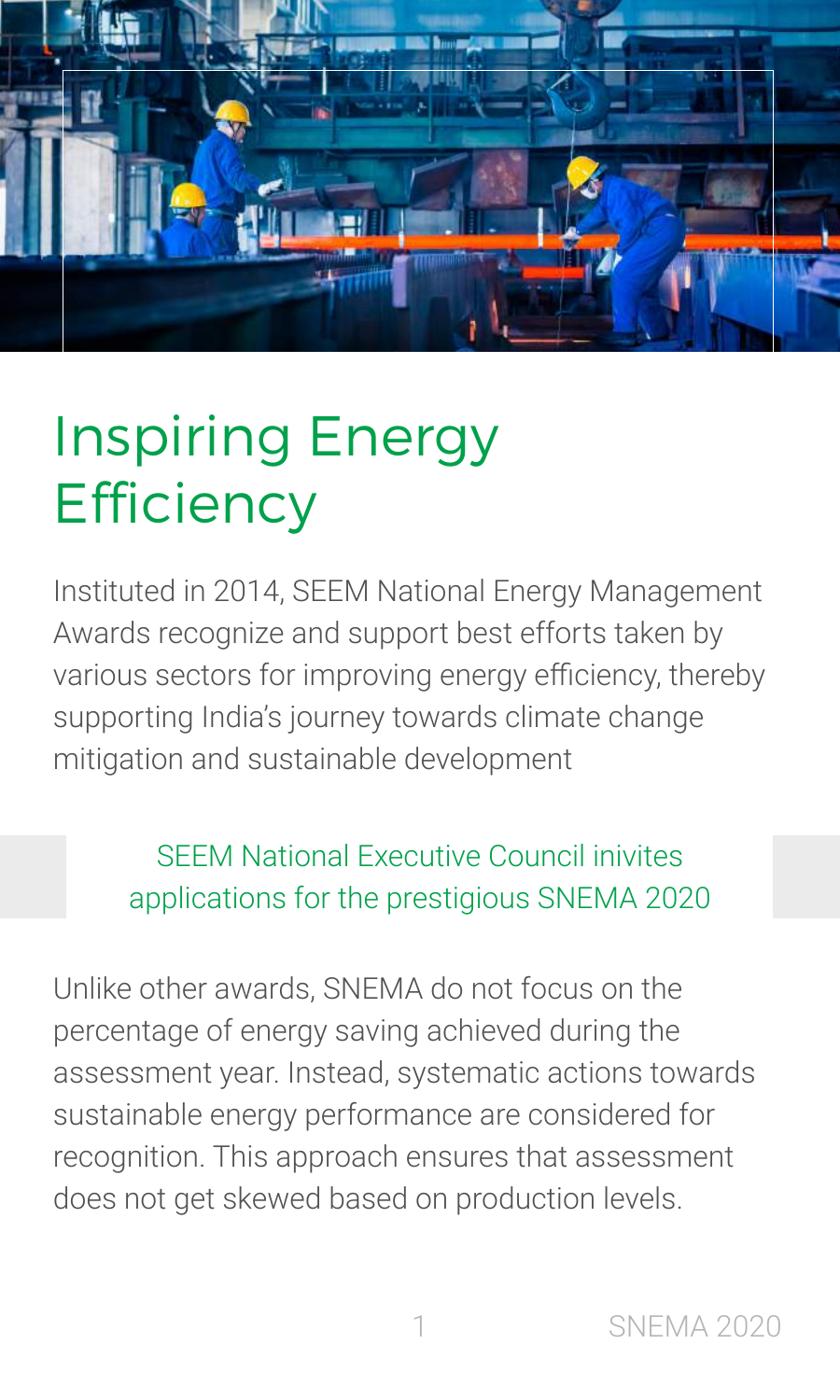# Inspiring Energy Efficiency

Instituted in 2014, SEEM National Energy Management Awards recognize and support best efforts taken by various sectors for improving energy efficiency, thereby supporting India's journey towards climate change mitigation and sustainable development

> SEEM National Executive Council inivites applications for the prestigious SNEMA 2020

Unlike other awards, SNEMA do not focus on the percentage of energy saving achieved during the assessment year. Instead, systematic actions towards sustainable energy performance are considered for recognition. This approach ensures that assessment does not get skewed based on production levels.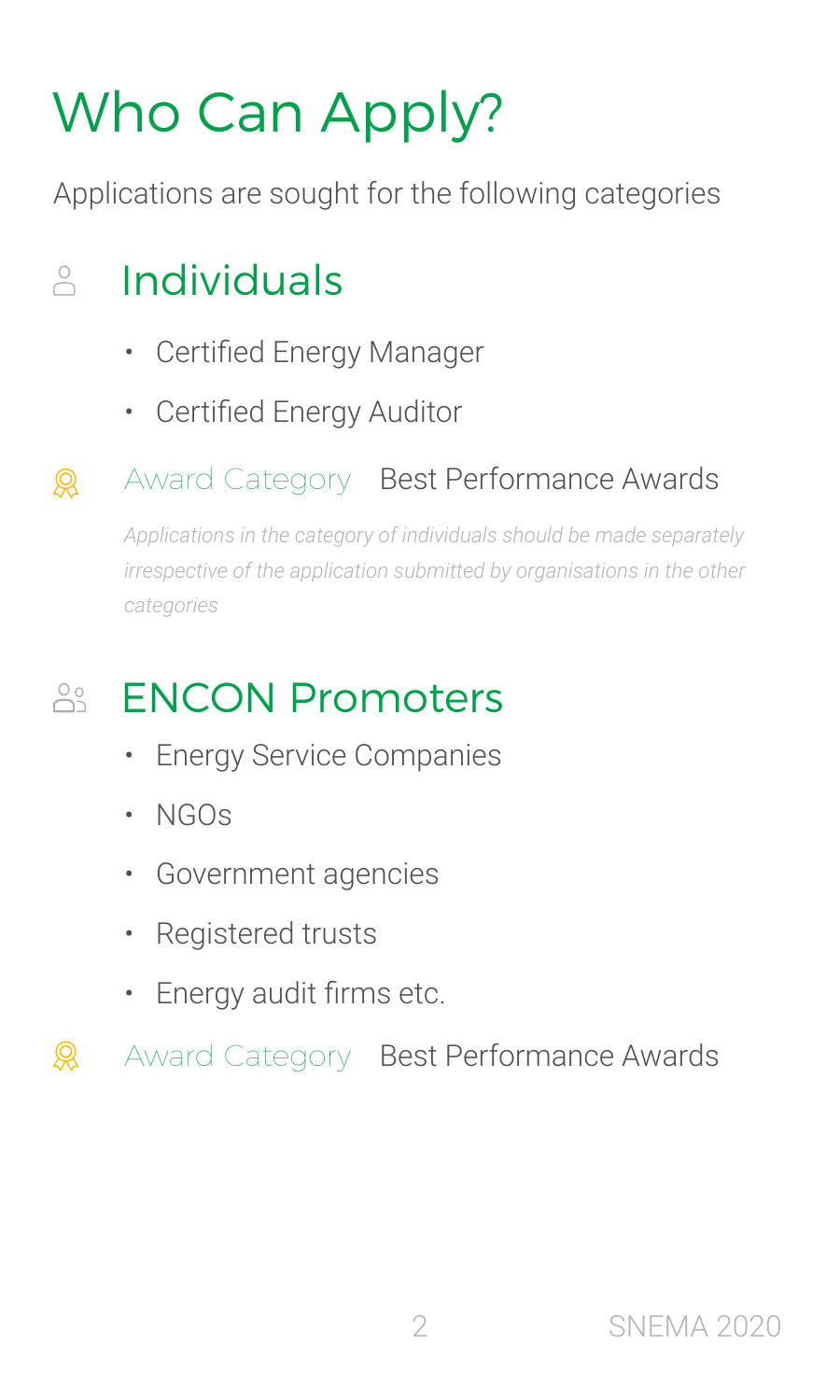# Who Can Apply?

Applications are sought for the following categories

## Individuals

- Certified Energy Manager
- Certified Energy Auditor

Award Category Best Performance Awards

*Applications in the category of individuals should be made separately irrespective of the application submitted by organisations in the other categories*

## ENCON Promoters

- Energy Service Companies
- NGOs
- Government agencies
- Registered trusts
- Energy audit firms etc.

Award Category Best Performance Awards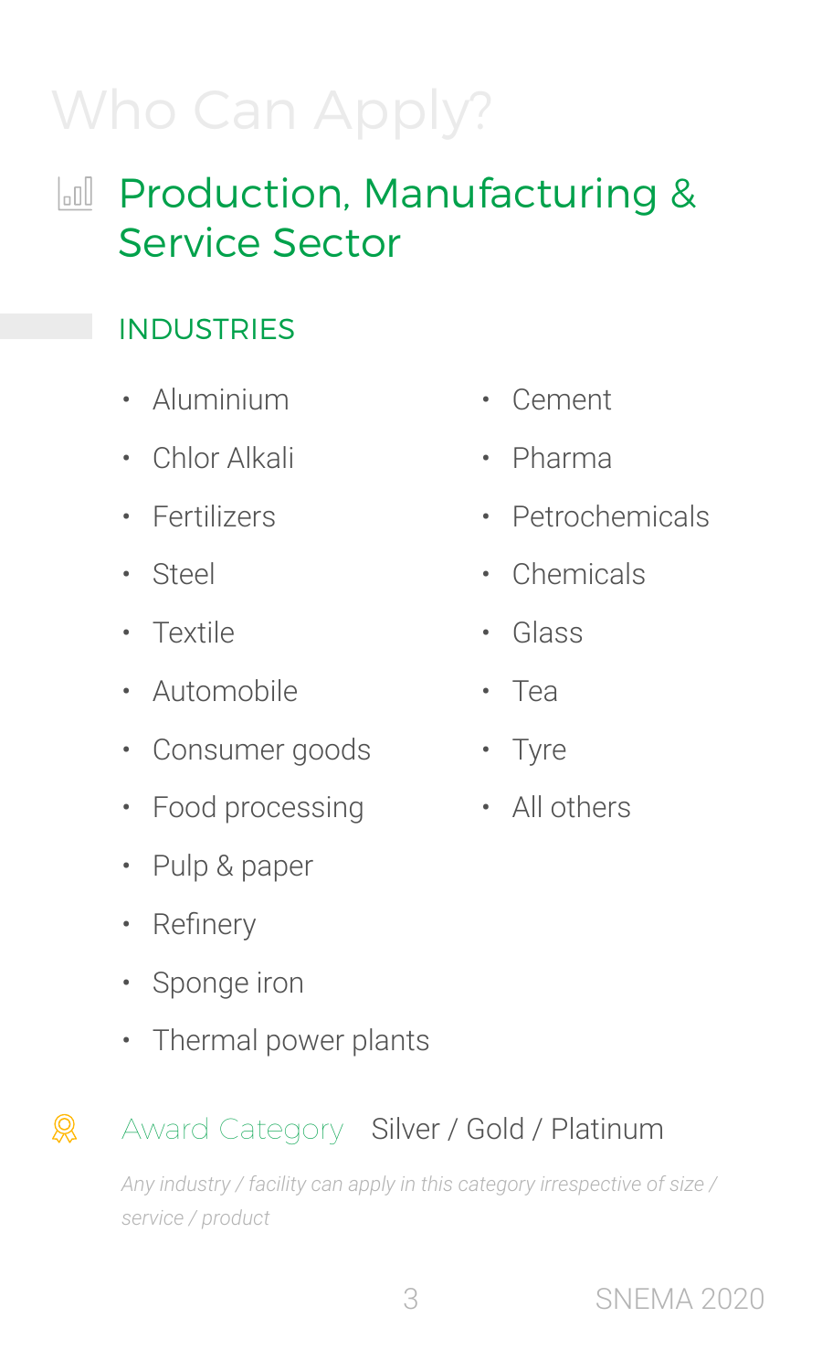# Who Can Apply?

## Production, Manufacturing & Service Sector

### INDUSTRIES

- Aluminium
- Chlor Alkali
- Fertilizers
- Steel
- Textile
- Automobile
- Consumer goods
- Food processing
- Pulp & paper
- Refinery
- Sponge iron
- Thermal power plants
- Cement
- Pharma
- Petrochemicals
- Chemicals
- Glass
- Tea
- Tyre
- All others

**Award Category** Silver / Gold / Platinum

*Any industry / facility can apply in this category irrespective of size / service / product*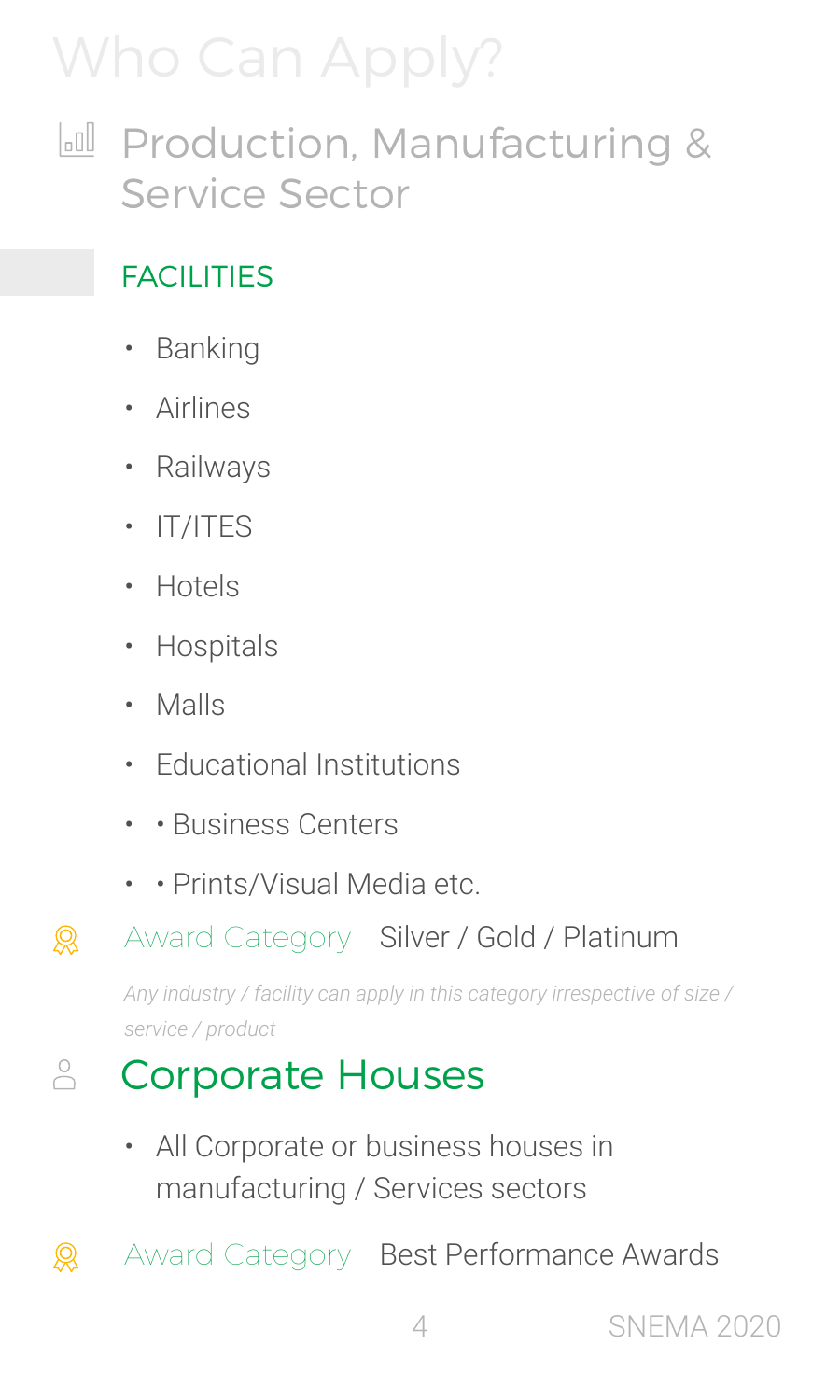# Who Can Apply?

## Production, Manufacturing & Service Sector

### FACILITIES

- Banking
- Airlines
- Railways
- IT/ITES
- Hotels
- Hospitals
- Malls
- Educational Institutions
- • Business Centers
- • Prints/Visual Media etc.

Award Category Silver / Gold / Platinum

*Any industry / facility can apply in this category irrespective of size / service / product*

## Corporate Houses

- All Corporate or business houses in manufacturing / Services sectors

Award Category Best Performance Awards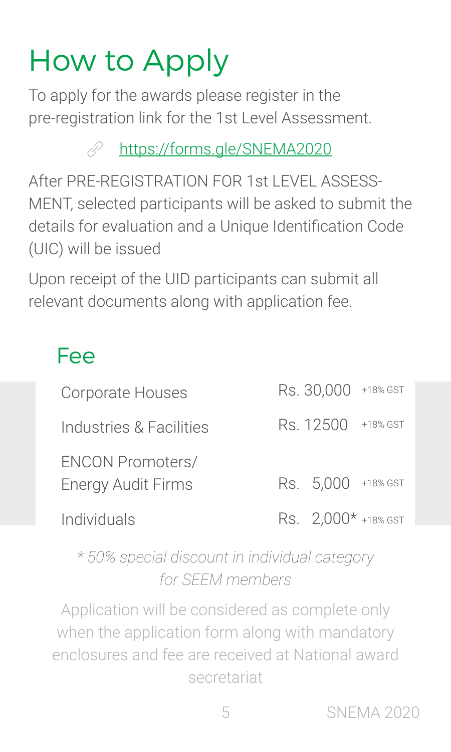# How to Apply

To apply for the awards please register in the pre-registration link for the 1st Level Assessment.

[https://forms.gle/SNEMA2020](https://forms.gle/SNEMA2020)

After PRE-REGISTRATION FOR 1st LEVEL ASSESS-MENT, selected participants will be asked to submit the details for evaluation and a Unique Identification Code (UIC) will be issued

Upon receipt of the UID participants can submit all relevant documents along with application fee.

## Fee

| Category | Fee |
|---|---|
| Corporate Houses | Rs. 30,000 +18% GST |
| Industries & Facilities | Rs. 12500 +18% GST |
| ENCON Promoters/ Energy Audit Firms | Rs. 5,000 +18% GST |
| Individuals | Rs. 2,000* +18% GST |

*\* 50% special discount in individual category for SEEM members*

Application will be considered as complete only when the application form along with mandatory enclosures and fee are received at National award secretariat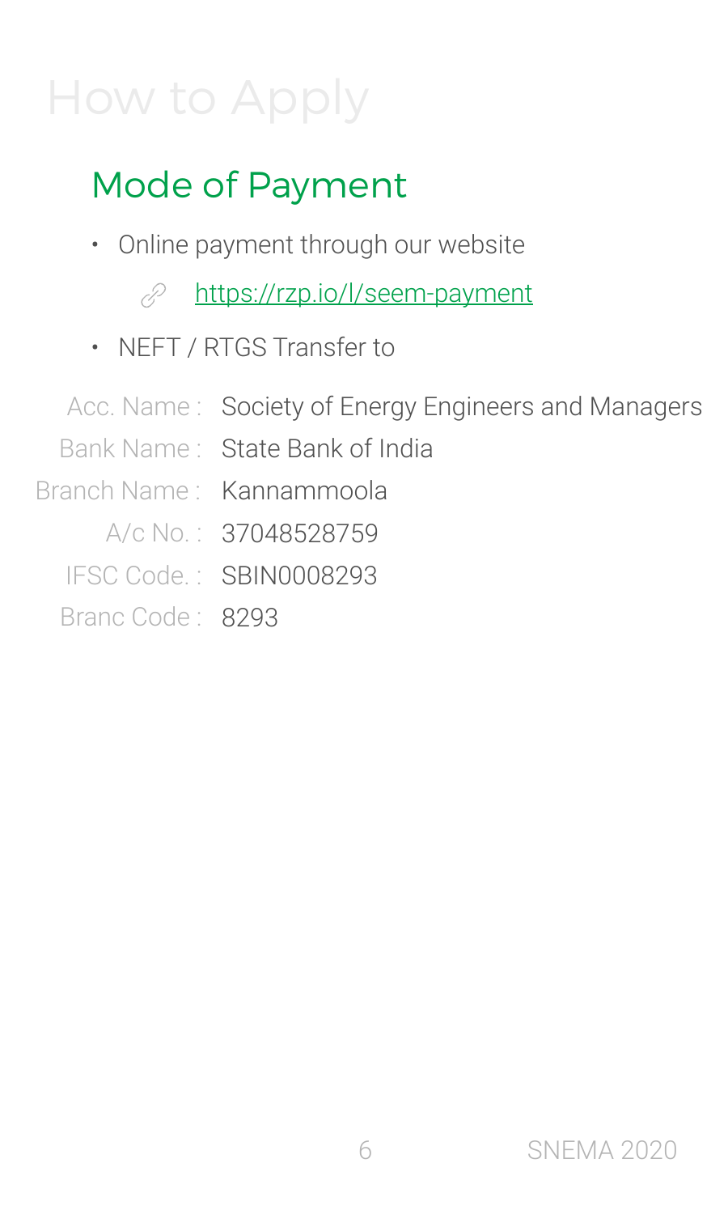# How to Apply

## Mode of Payment

- Online payment through our website
  - https://rzp.io/l/seem-payment
- NEFT / RTGS Transfer to

| | |
|---|---|
| Acc. Name : | Society of Energy Engineers and Managers |
| Bank Name : | State Bank of India |
| Branch Name : | Kannammoola |
| A/c No. : | 37048528759 |
| IFSC Code. : | SBIN0008293 |
| Branc Code : | 8293 |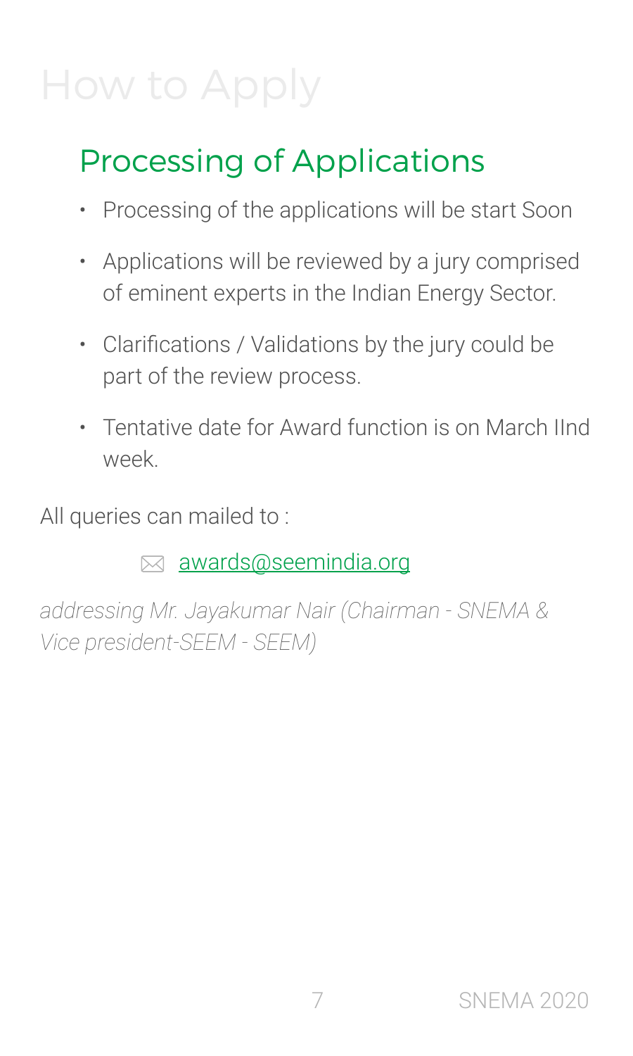# How to Apply

## Processing of Applications

- Processing of the applications will be start Soon
- Applications will be reviewed by a jury comprised of eminent experts in the Indian Energy Sector.
- Clarifications / Validations by the jury could be part of the review process.
- Tentative date for Award function is on March IInd week.

All queries can mailed to :

✉ awards@seemindia.org

*addressing Mr. Jayakumar Nair (Chairman - SNEMA & Vice president-SEEM - SEEM)*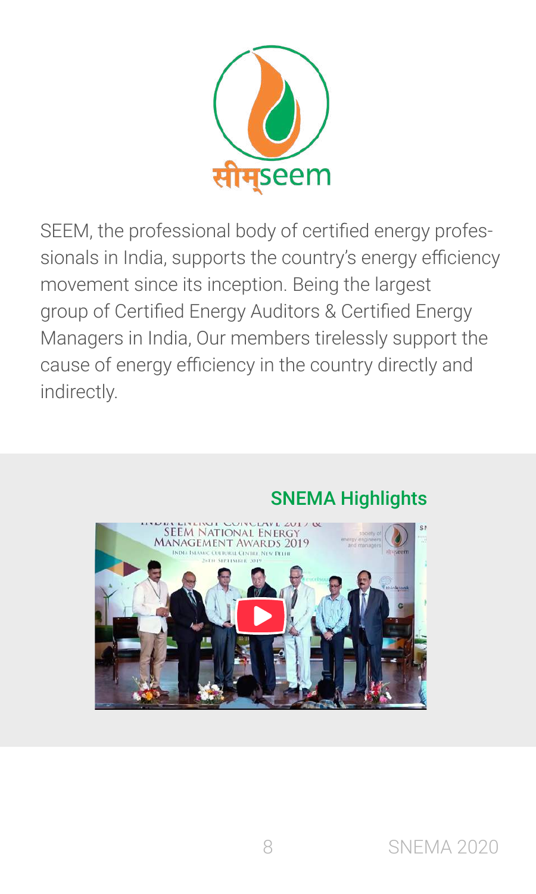सीम् seem

SEEM, the professional body of certified energy professionals in India, supports the country's energy efficiency movement since its inception. Being the largest group of Certified Energy Auditors & Certified Energy Managers in India, Our members tirelessly support the cause of energy efficiency in the country directly and indirectly.

## SNEMA Highlights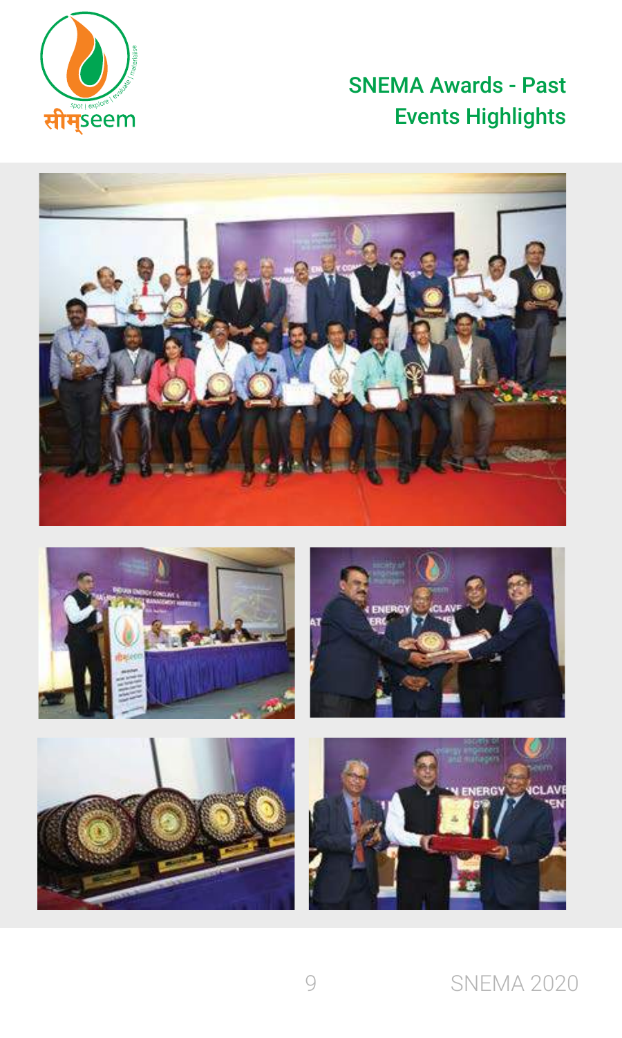## SNEMA Awards - Past Events Highlights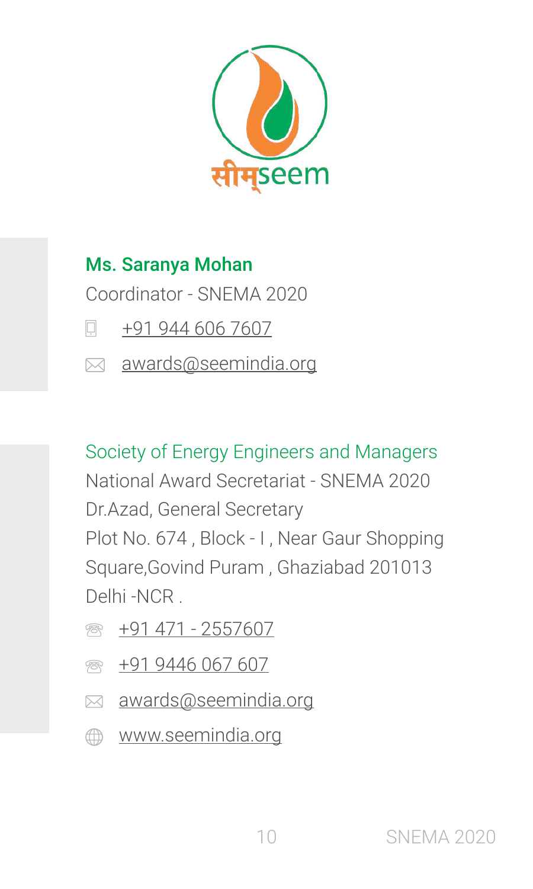सीम् seem

**Ms. Saranya Mohan**

Coordinator - SNEMA 2020

+91 944 606 7607

awards@seemindia.org

Society of Energy Engineers and Managers

National Award Secretariat - SNEMA 2020

Dr.Azad, General Secretary

Plot No. 674 , Block - I , Near Gaur Shopping Square,Govind Puram , Ghaziabad 201013 Delhi -NCR .

+91 471 - 2557607

+91 9446 067 607

awards@seemindia.org

www.seemindia.org